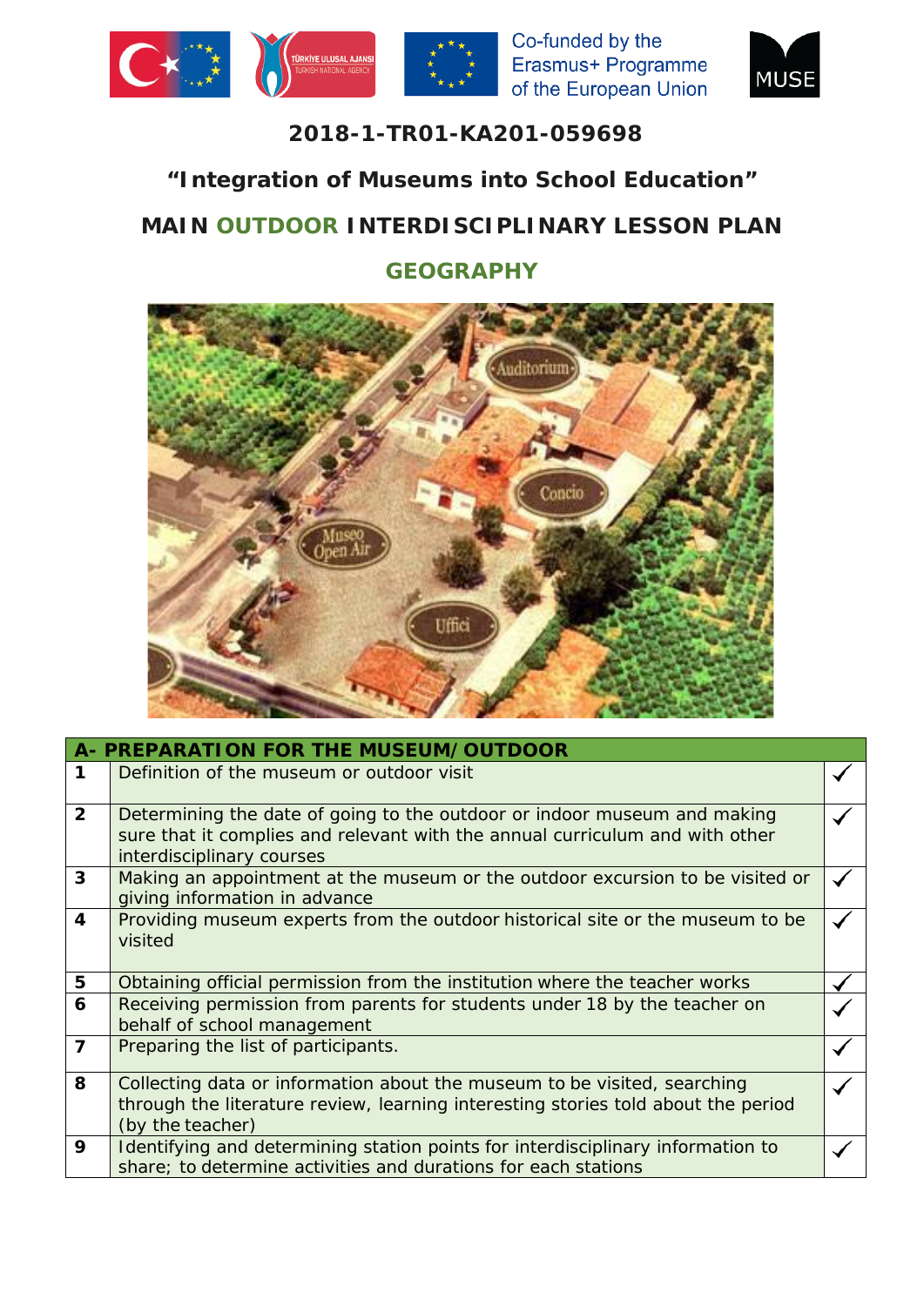Co-funded by the Erasmus+ Programme of the European Union

**2018-1-TR01-KA201-059698**

## "Integration of Museums into School Education"

## MAIN OUTDOOR INTERDISCIPLINARY LESSON PLAN

## GEOGRAPHY

| A- PREPARATION FOR THE MUSEUM/OUTDOOR | | |
|---|---|---|
| 1 | Definition of the museum or outdoor visit | ✓ |
| 2 | Determining the date of going to the outdoor or indoor museum and making sure that it complies and relevant with the annual curriculum and with other interdisciplinary courses | ✓ |
| 3 | Making an appointment at the museum or the outdoor excursion to be visited or giving information in advance | ✓ |
| 4 | Providing museum experts from the outdoor historical site or the museum to be visited | ✓ |
| 5 | Obtaining official permission from the institution where the teacher works | ✓ |
| 6 | Receiving permission from parents for students under 18 by the teacher on behalf of school management | ✓ |
| 7 | Preparing the list of participants. | ✓ |
| 8 | Collecting data or information about the museum to be visited, searching through the literature review, learning interesting stories told about the period (by the teacher) | ✓ |
| 9 | Identifying and determining station points for interdisciplinary information to share; to determine activities and durations for each stations | ✓ |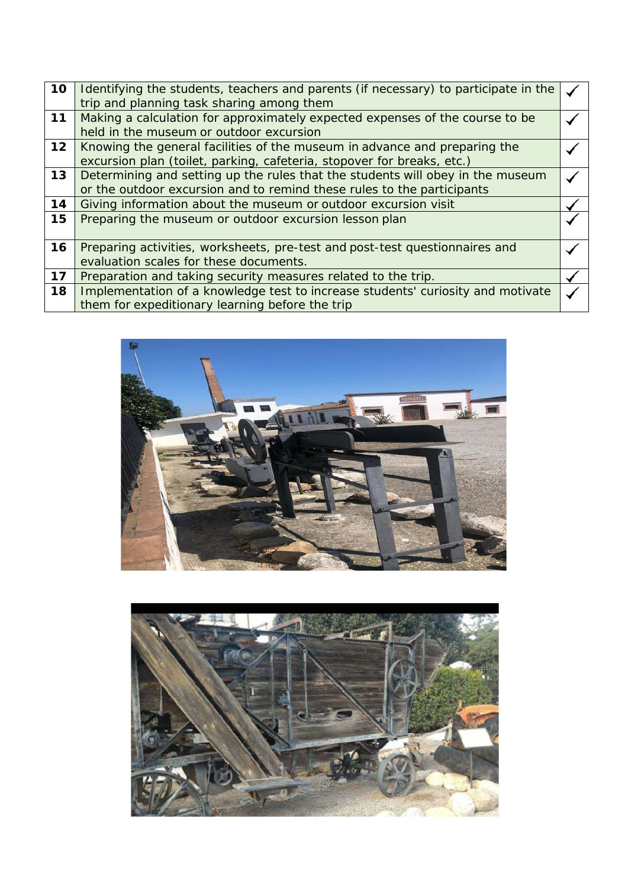| | | |
|---|---|---|
| **10** | Identifying the students, teachers and parents (if necessary) to participate in the trip and planning task sharing among them | ✓ |
| **11** | Making a calculation for approximately expected expenses of the course to be held in the museum or outdoor excursion | ✓ |
| **12** | Knowing the general facilities of the museum in advance and preparing the excursion plan (toilet, parking, cafeteria, stopover for breaks, etc.) | ✓ |
| **13** | Determining and setting up the rules that the students will obey in the museum or the outdoor excursion and to remind these rules to the participants | ✓ |
| **14** | Giving information about the museum or outdoor excursion visit | ✓ |
| **15** | Preparing the museum or outdoor excursion lesson plan | ✓ |
| **16** | Preparing activities, worksheets, pre-test and post-test questionnaires and evaluation scales for these documents. | ✓ |
| **17** | Preparation and taking security measures related to the trip. | ✓ |
| **18** | Implementation of a knowledge test to increase students' curiosity and motivate them for expeditionary learning before the trip | ✓ |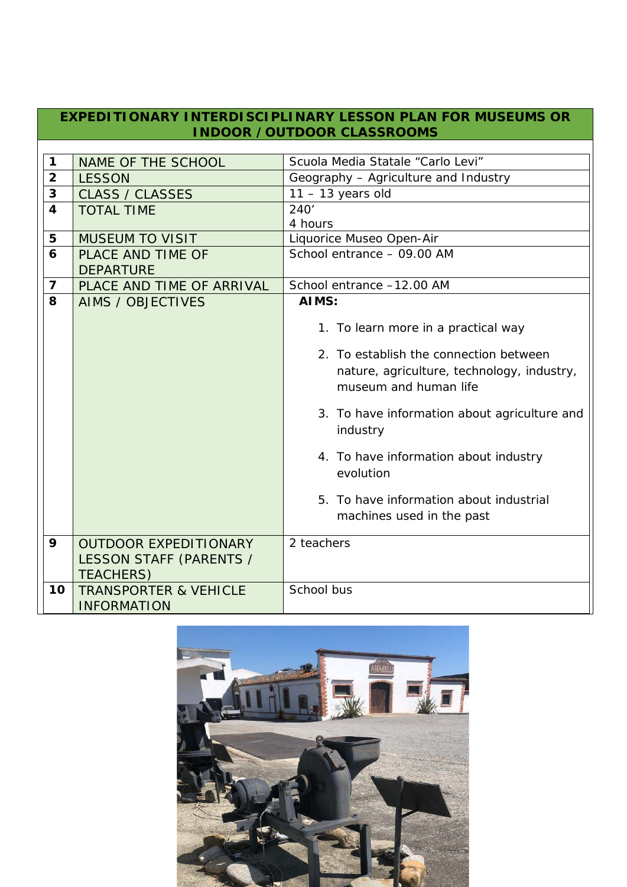**EXPEDITIONARY INTERDISCIPLINARY LESSON PLAN FOR MUSEUMS OR INDOOR / OUTDOOR CLASSROOMS**

| | | |
|---|---|---|
| **1** | NAME OF THE SCHOOL | Scuola Media Statale "Carlo Levi" |
| **2** | LESSON | Geography – Agriculture and Industry |
| **3** | CLASS / CLASSES | 11 – 13 years old |
| **4** | TOTAL TIME | 240'<br>4 hours |
| **5** | MUSEUM TO VISIT | Liquorice Museo Open-Air |
| **6** | PLACE AND TIME OF DEPARTURE | School entrance – 09.00 AM |
| **7** | PLACE AND TIME OF ARRIVAL | School entrance –12.00 AM |
| **8** | AIMS / OBJECTIVES | **AIMS:**<br>1. To learn more in a practical way<br>2. To establish the connection between nature, agriculture, technology, industry, museum and human life<br>3. To have information about agriculture and industry<br>4. To have information about industry evolution<br>5. To have information about industrial machines used in the past |
| **9** | OUTDOOR EXPEDITIONARY LESSON STAFF (PARENTS / TEACHERS) | 2 teachers |
| **10** | TRANSPORTER & VEHICLE INFORMATION | School bus |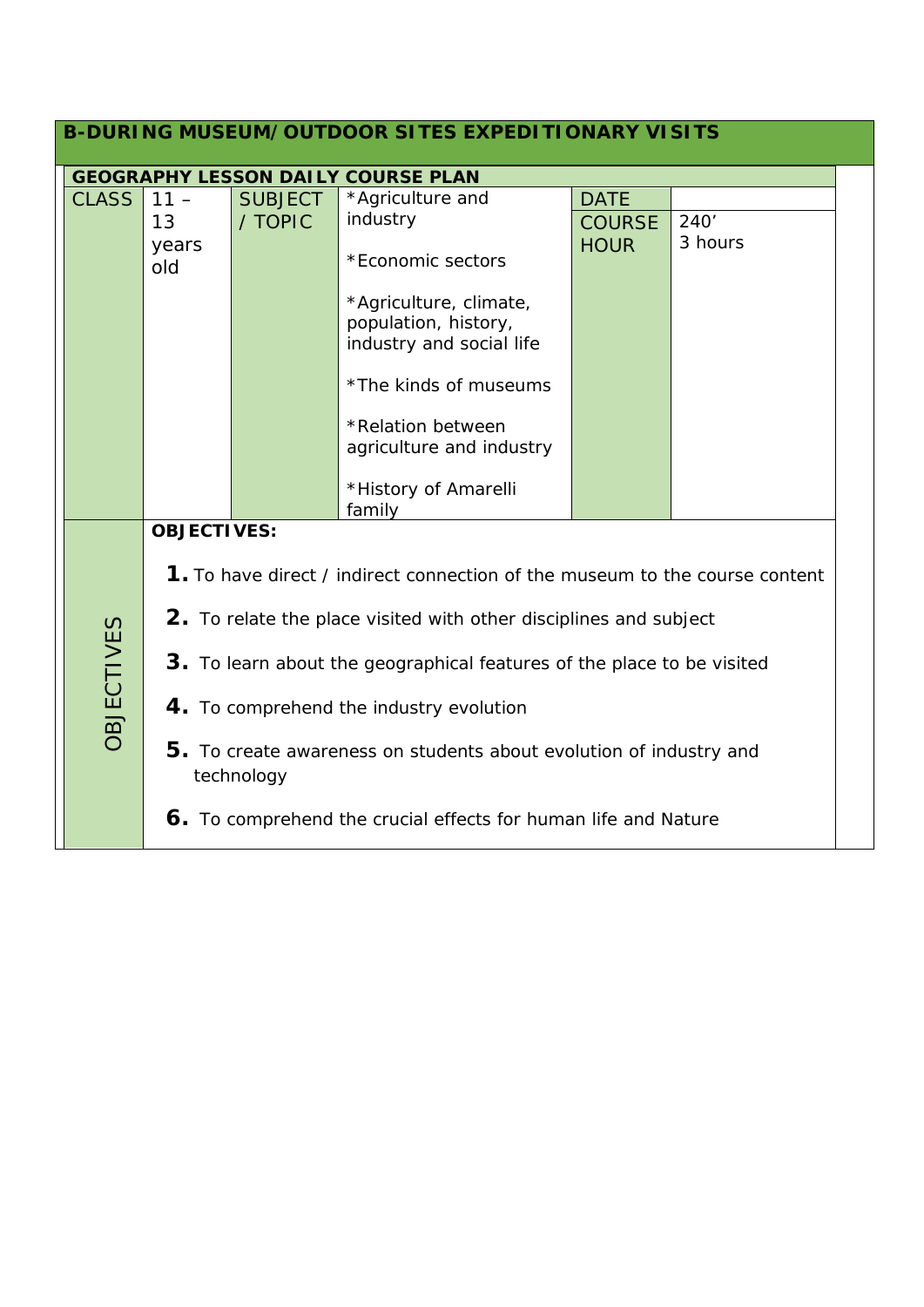## B-DURING MUSEUM/OUTDOOR SITES EXPEDITIONARY VISITS

| GEOGRAPHY LESSON DAILY COURSE PLAN | | | | | |
|---|---|---|---|---|---|
| CLASS | 11 – 13 years old | SUBJECT / TOPIC | *Agriculture and industry<br><br>*Economic sectors<br><br>*Agriculture, climate, population, history, industry and social life<br><br>*The kinds of museums<br><br>*Relation between agriculture and industry<br><br>*History of Amarelli family | DATE<br><br>COURSE HOUR | <br><br>240’<br>3 hours |
| OBJECTIVES | **OBJECTIVES:**<br><br>**1.** To have direct / indirect connection of the museum to the course content<br><br>**2.** To relate the place visited with other disciplines and subject<br><br>**3.** To learn about the geographical features of the place to be visited<br><br>**4.** To comprehend the industry evolution<br><br>**5.** To create awareness on students about evolution of industry and technology<br><br>**6.** To comprehend the crucial effects for human life and Nature | | | | |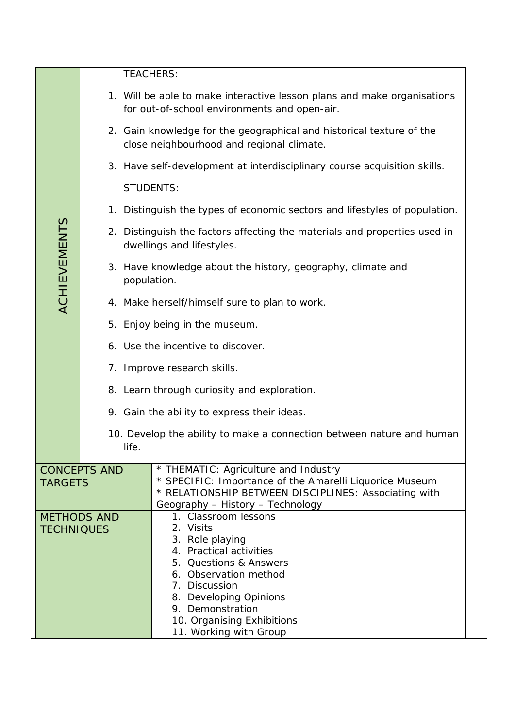| ACHIEVEMENTS | |
|---|---|
| | TEACHERS:<br>1. Will be able to make interactive lesson plans and make organisations for out-of-school environments and open-air.<br>2. Gain knowledge for the geographical and historical texture of the close neighbourhood and regional climate.<br>3. Have self-development at interdisciplinary course acquisition skills.<br>STUDENTS:<br>1. Distinguish the types of economic sectors and lifestyles of population.<br>2. Distinguish the factors affecting the materials and properties used in dwellings and lifestyles.<br>3. Have knowledge about the history, geography, climate and population.<br>4. Make herself/himself sure to plan to work.<br>5. Enjoy being in the museum.<br>6. Use the incentive to discover.<br>7. Improve research skills.<br>8. Learn through curiosity and exploration.<br>9. Gain the ability to express their ideas.<br>10. Develop the ability to make a connection between nature and human life. |
| CONCEPTS AND TARGETS | * THEMATIC: Agriculture and Industry<br>* SPECIFIC: Importance of the Amarelli Liquorice Museum<br>* RELATIONSHIP BETWEEN DISCIPLINES: Associating with Geography – History – Technology |
| METHODS AND TECHNIQUES | 1. Classroom lessons<br>2. Visits<br>3. Role playing<br>4. Practical activities<br>5. Questions & Answers<br>6. Observation method<br>7. Discussion<br>8. Developing Opinions<br>9. Demonstration<br>10. Organising Exhibitions<br>11. Working with Group |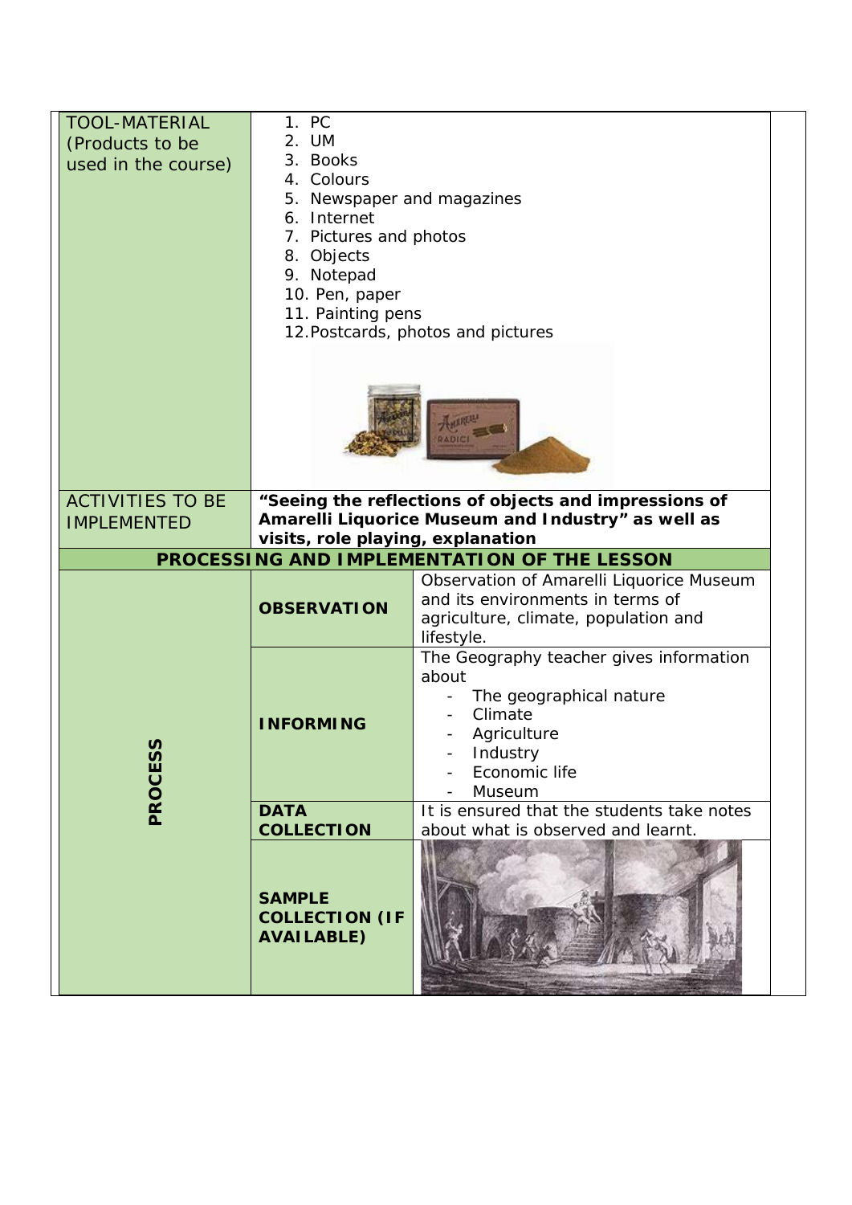| | | |
|---|---|---|
| TOOL-MATERIAL (Products to be used in the course) | 1. PC<br>2. UM<br>3. Books<br>4. Colours<br>5. Newspaper and magazines<br>6. Internet<br>7. Pictures and photos<br>8. Objects<br>9. Notepad<br>10. Pen, paper<br>11. Painting pens<br>12. Postcards, photos and pictures | |
| ACTIVITIES TO BE IMPLEMENTED | **"Seeing the reflections of objects and impressions of Amarelli Liquorice Museum and Industry" as well as visits, role playing, explanation** | |
| **PROCESSING AND IMPLEMENTATION OF THE LESSON** | | |
| **PROCESS** | **OBSERVATION** | Observation of Amarelli Liquorice Museum and its environments in terms of agriculture, climate, population and lifestyle. |
| | **INFORMING** | The Geography teacher gives information about<br>- The geographical nature<br>- Climate<br>- Agriculture<br>- Industry<br>- Economic life<br>- Museum |
| | **DATA COLLECTION** | It is ensured that the students take notes about what is observed and learnt. |
| | **SAMPLE COLLECTION (IF AVAILABLE)** | |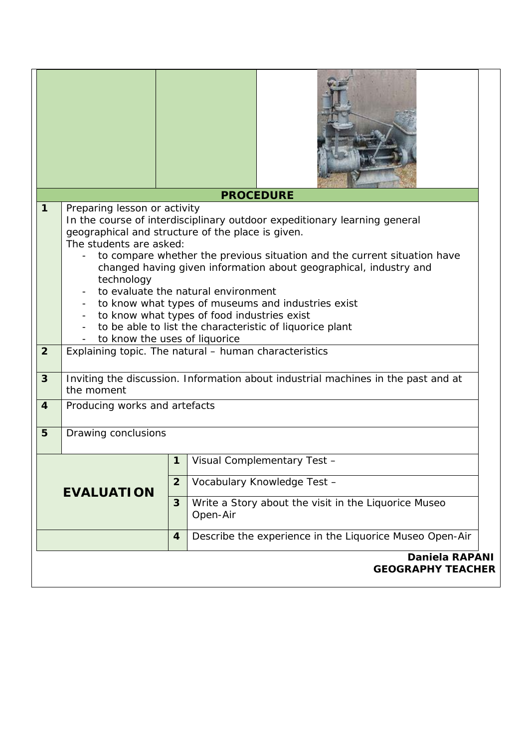| | | |
|---|---|---|
| | | |

## PROCEDURE

| | |
|---|---|
| **1** | Preparing lesson or activity<br>In the course of interdisciplinary outdoor expeditionary learning general geographical and structure of the place is given.<br>The students are asked:<br>- to compare whether the previous situation and the current situation have changed having given information about geographical, industry and technology<br>- to evaluate the natural environment<br>- to know what types of museums and industries exist<br>- to know what types of food industries exist<br>- to be able to list the characteristic of liquorice plant<br>- to know the uses of liquorice |
| **2** | Explaining topic. The natural – human characteristics |
| **3** | Inviting the discussion. Information about industrial machines in the past and at the moment |
| **4** | Producing works and artefacts |
| **5** | Drawing conclusions |

| | | |
|---|---|---|
| **EVALUATION** | **1** | Visual Complementary Test – |
| | **2** | Vocabulary Knowledge Test – |
| | **3** | Write a Story about the visit in the Liquorice Museo Open-Air |
| | **4** | Describe the experience in the Liquorice Museo Open-Air |

**Daniela RAPANI**
**GEOGRAPHY TEACHER**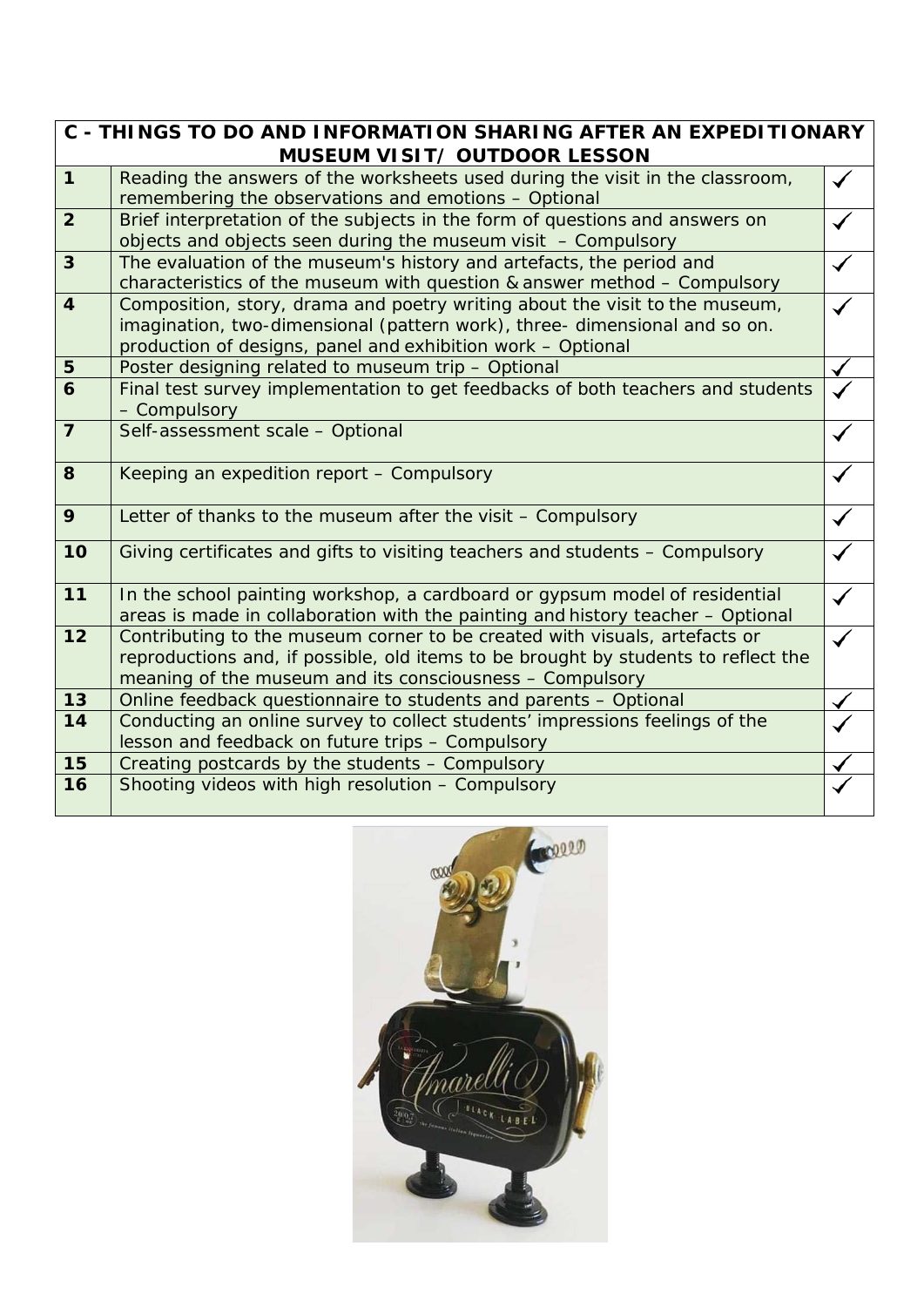| C - THINGS TO DO AND INFORMATION SHARING AFTER AN EXPEDITIONARY MUSEUM VISIT/ OUTDOOR LESSON | | |
|---|---|---|
| **1** | Reading the answers of the worksheets used during the visit in the classroom, remembering the observations and emotions – Optional | ✓ |
| **2** | Brief interpretation of the subjects in the form of questions and answers on objects and objects seen during the museum visit – Compulsory | ✓ |
| **3** | The evaluation of the museum's history and artefacts, the period and characteristics of the museum with question & answer method – Compulsory | ✓ |
| **4** | Composition, story, drama and poetry writing about the visit to the museum, imagination, two-dimensional (pattern work), three- dimensional and so on. production of designs, panel and exhibition work – Optional | ✓ |
| **5** | Poster designing related to museum trip – Optional | ✓ |
| **6** | Final test survey implementation to get feedbacks of both teachers and students – Compulsory | ✓ |
| **7** | Self-assessment scale – Optional | ✓ |
| **8** | Keeping an expedition report – Compulsory | ✓ |
| **9** | Letter of thanks to the museum after the visit – Compulsory | ✓ |
| **10** | Giving certificates and gifts to visiting teachers and students – Compulsory | ✓ |
| **11** | In the school painting workshop, a cardboard or gypsum model of residential areas is made in collaboration with the painting and history teacher – Optional | ✓ |
| **12** | Contributing to the museum corner to be created with visuals, artefacts or reproductions and, if possible, old items to be brought by students to reflect the meaning of the museum and its consciousness – Compulsory | ✓ |
| **13** | Online feedback questionnaire to students and parents – Optional | ✓ |
| **14** | Conducting an online survey to collect students' impressions feelings of the lesson and feedback on future trips – Compulsory | ✓ |
| **15** | Creating postcards by the students – Compulsory | ✓ |
| **16** | Shooting videos with high resolution – Compulsory | ✓ |